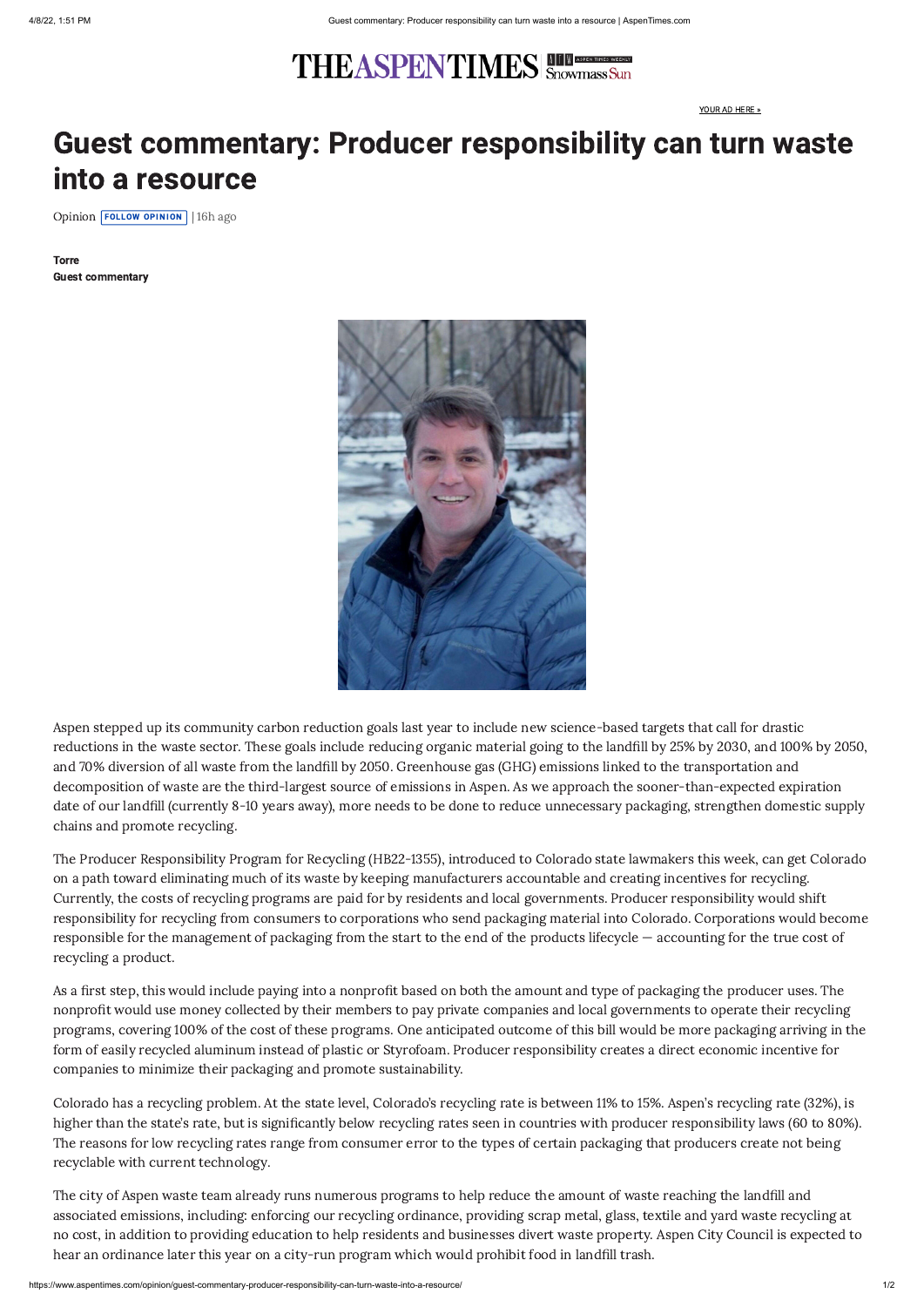# Guest commentary: Producer responsibility can turn waste into a resource

Opinion | FOLLOW OPINION | 16h ago

**Torre**
**Guest commentary**

Aspen stepped up its community carbon reduction goals last year to include new science-based targets that call for drastic reductions in the waste sector. These goals include reducing organic material going to the landfill by 25% by 2030, and 100% by 2050, and 70% diversion of all waste from the landfill by 2050. Greenhouse gas (GHG) emissions linked to the transportation and decomposition of waste are the third-largest source of emissions in Aspen. As we approach the sooner-than-expected expiration date of our landfill (currently 8-10 years away), more needs to be done to reduce unnecessary packaging, strengthen domestic supply chains and promote recycling.

The Producer Responsibility Program for Recycling (HB22-1355), introduced to Colorado state lawmakers this week, can get Colorado on a path toward eliminating much of its waste by keeping manufacturers accountable and creating incentives for recycling. Currently, the costs of recycling programs are paid for by residents and local governments. Producer responsibility would shift responsibility for recycling from consumers to corporations who send packaging material into Colorado. Corporations would become responsible for the management of packaging from the start to the end of the products lifecycle — accounting for the true cost of recycling a product.

As a first step, this would include paying into a nonprofit based on both the amount and type of packaging the producer uses. The nonprofit would use money collected by their members to pay private companies and local governments to operate their recycling programs, covering 100% of the cost of these programs. One anticipated outcome of this bill would be more packaging arriving in the form of easily recycled aluminum instead of plastic or Styrofoam. Producer responsibility creates a direct economic incentive for companies to minimize their packaging and promote sustainability.

Colorado has a recycling problem. At the state level, Colorado's recycling rate is between 11% to 15%. Aspen's recycling rate (32%), is higher than the state's rate, but is significantly below recycling rates seen in countries with producer responsibility laws (60 to 80%). The reasons for low recycling rates range from consumer error to the types of certain packaging that producers create not being recyclable with current technology.

The city of Aspen waste team already runs numerous programs to help reduce the amount of waste reaching the landfill and associated emissions, including: enforcing our recycling ordinance, providing scrap metal, glass, textile and yard waste recycling at no cost, in addition to providing education to help residents and businesses divert waste property. Aspen City Council is expected to hear an ordinance later this year on a city-run program which would prohibit food in landfill trash.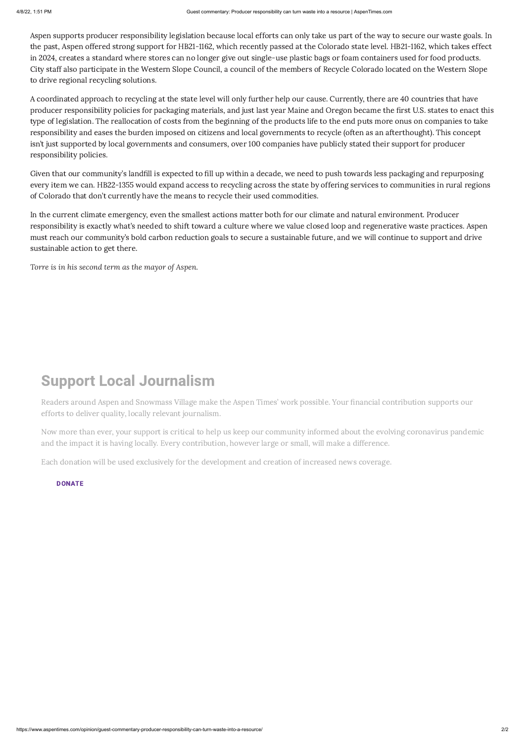Aspen supports producer responsibility legislation because local efforts can only take us part of the way to secure our waste goals. In the past, Aspen offered strong support for HB21-1162, which recently passed at the Colorado state level. HB21-1162, which takes effect in 2024, creates a standard where stores can no longer give out single-use plastic bags or foam containers used for food products. City staff also participate in the Western Slope Council, a council of the members of Recycle Colorado located on the Western Slope to drive regional recycling solutions.

A coordinated approach to recycling at the state level will only further help our cause. Currently, there are 40 countries that have producer responsibility policies for packaging materials, and just last year Maine and Oregon became the first U.S. states to enact this type of legislation. The reallocation of costs from the beginning of the products life to the end puts more onus on companies to take responsibility and eases the burden imposed on citizens and local governments to recycle (often as an afterthought). This concept isn't just supported by local governments and consumers, over 100 companies have publicly stated their support for producer responsibility policies.

Given that our community's landfill is expected to fill up within a decade, we need to push towards less packaging and repurposing every item we can. HB22-1355 would expand access to recycling across the state by offering services to communities in rural regions of Colorado that don't currently have the means to recycle their used commodities.

In the current climate emergency, even the smallest actions matter both for our climate and natural environment. Producer responsibility is exactly what's needed to shift toward a culture where we value closed loop and regenerative waste practices. Aspen must reach our community's bold carbon reduction goals to secure a sustainable future, and we will continue to support and drive sustainable action to get there.

*Torre is in his second term as the mayor of Aspen.*

## Support Local Journalism

Readers around Aspen and Snowmass Village make the Aspen Times' work possible. Your financial contribution supports our efforts to deliver quality, locally relevant journalism.

Now more than ever, your support is critical to help us keep our community informed about the evolving coronavirus pandemic and the impact it is having locally. Every contribution, however large or small, will make a difference.

Each donation will be used exclusively for the development and creation of increased news coverage.

**DONATE**